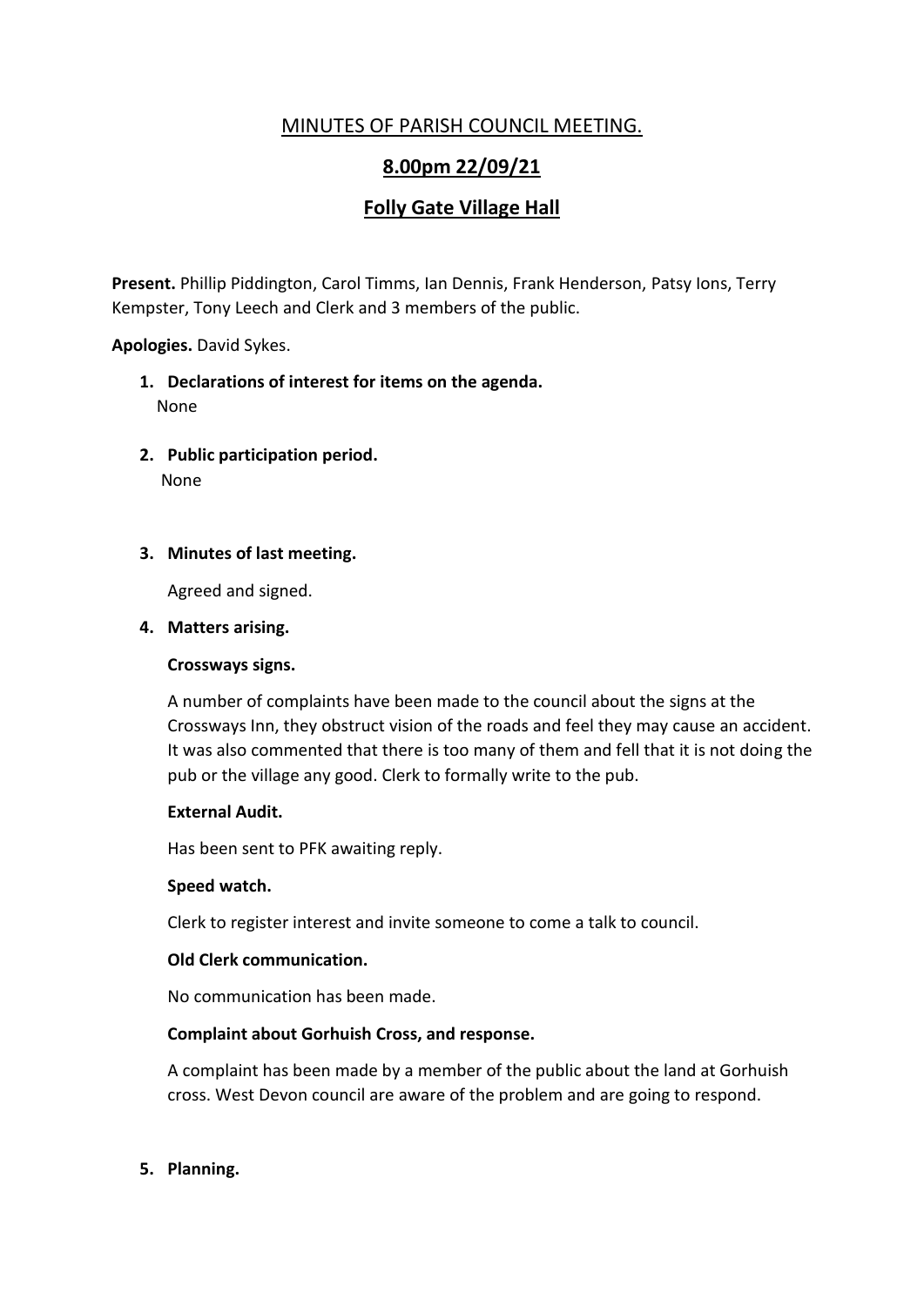# MINUTES OF PARISH COUNCIL MEETING.

## 8.00pm 22/09/21

## Folly Gate Village Hall

**Present.** Phillip Piddington, Carol Timms, Ian Dennis, Frank Henderson, Patsy Ions, Terry Kempster, Tony Leech and Clerk and 3 members of the public.

**Apologies.** David Sykes.

1. **Declarations of interest for items on the agenda.**
   None

2. **Public participation period.**
   None

3. **Minutes of last meeting.**

   Agreed and signed.

4. **Matters arising.**

   **Crossways signs.**

   A number of complaints have been made to the council about the signs at the Crossways Inn, they obstruct vision of the roads and feel they may cause an accident. It was also commented that there is too many of them and fell that it is not doing the pub or the village any good. Clerk to formally write to the pub.

   **External Audit.**

   Has been sent to PFK awaiting reply.

   **Speed watch.**

   Clerk to register interest and invite someone to come a talk to council.

   **Old Clerk communication.**

   No communication has been made.

   **Complaint about Gorhuish Cross, and response.**

   A complaint has been made by a member of the public about the land at Gorhuish cross. West Devon council are aware of the problem and are going to respond.

5. **Planning.**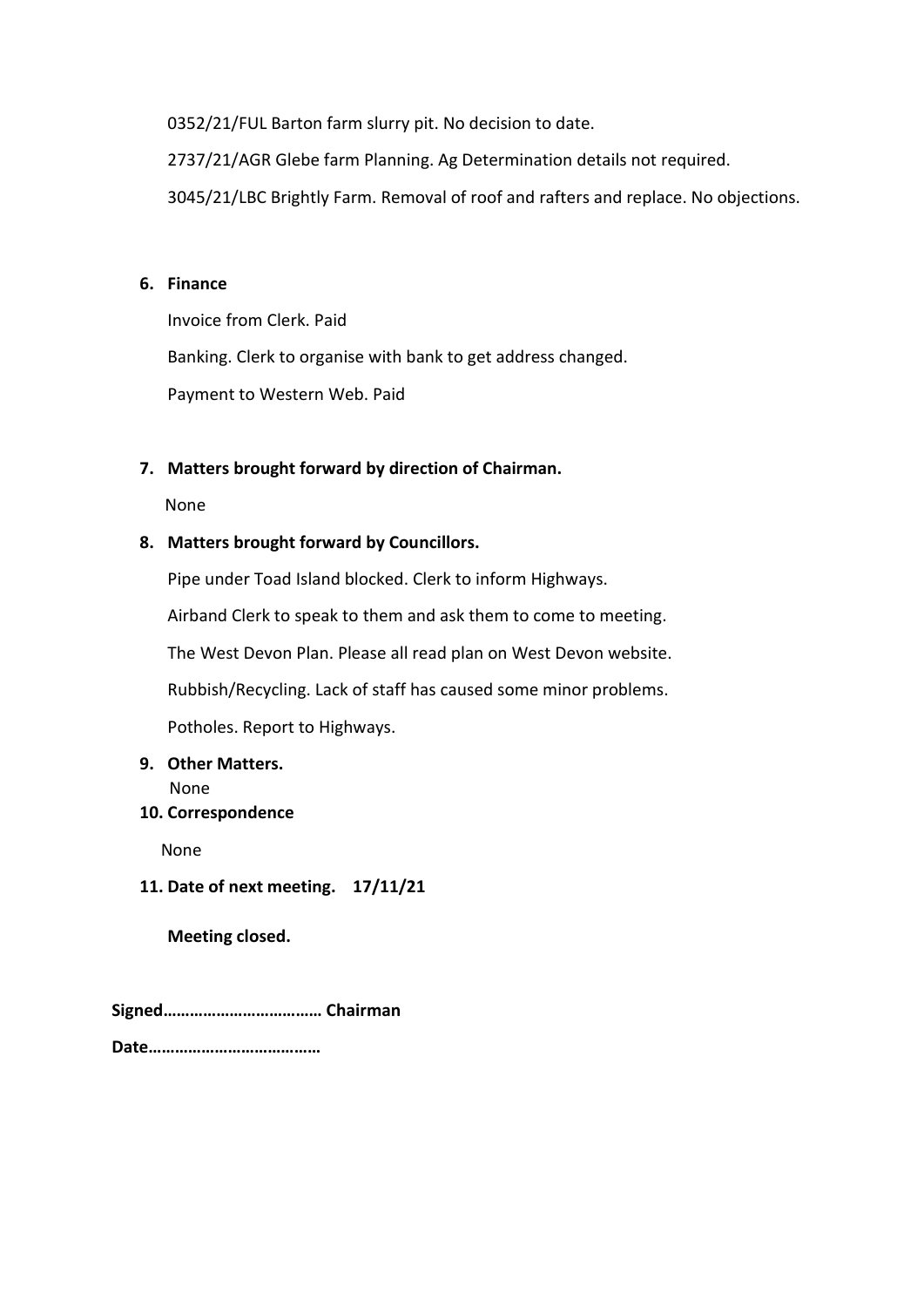0352/21/FUL Barton farm slurry pit. No decision to date.

2737/21/AGR Glebe farm Planning. Ag Determination details not required.

3045/21/LBC Brightly Farm. Removal of roof and rafters and replace. No objections.

6. **Finance**

   Invoice from Clerk. Paid

   Banking. Clerk to organise with bank to get address changed.

   Payment to Western Web. Paid

7. **Matters brought forward by direction of Chairman.**

   None

8. **Matters brought forward by Councillors.**

   Pipe under Toad Island blocked. Clerk to inform Highways.

   Airband Clerk to speak to them and ask them to come to meeting.

   The West Devon Plan. Please all read plan on West Devon website.

   Rubbish/Recycling. Lack of staff has caused some minor problems.

   Potholes. Report to Highways.

9. **Other Matters.**

   None

10. **Correspondence**

    None

11. **Date of next meeting. 17/11/21**

**Meeting closed.**

**Signed……………………………… Chairman**

**Date………………………………**